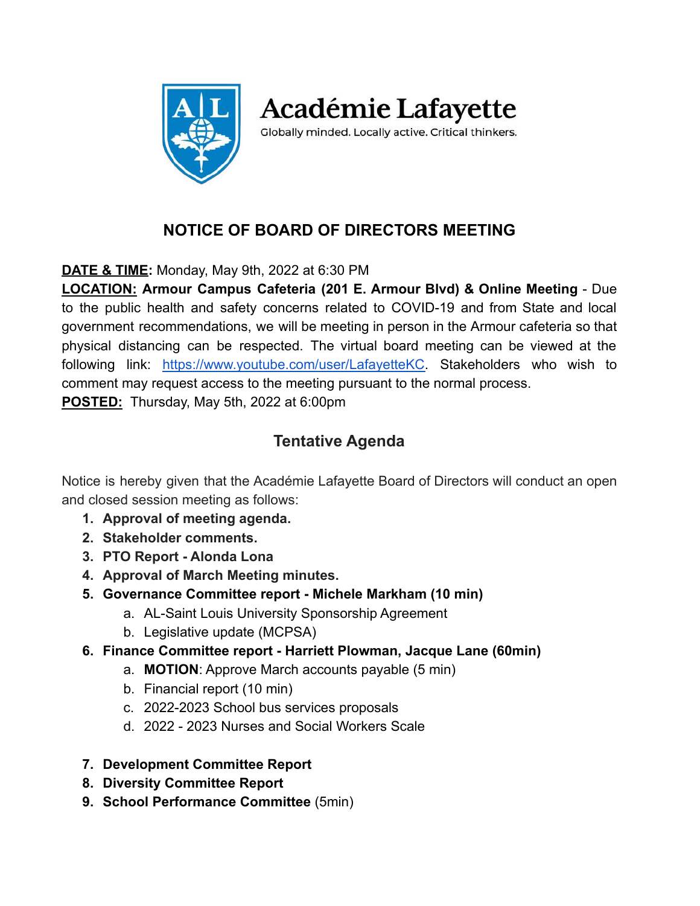Académie Lafayette

Globally minded. Locally active. Critical thinkers.

## NOTICE OF BOARD OF DIRECTORS MEETING

**DATE & TIME:** Monday, May 9th, 2022 at 6:30 PM
**LOCATION:** **Armour Campus Cafeteria (201 E. Armour Blvd) & Online Meeting** - Due to the public health and safety concerns related to COVID-19 and from State and local government recommendations, we will be meeting in person in the Armour cafeteria so that physical distancing can be respected. The virtual board meeting can be viewed at the following link: https://www.youtube.com/user/LafayetteKC. Stakeholders who wish to comment may request access to the meeting pursuant to the normal process.
**POSTED:** Thursday, May 5th, 2022 at 6:00pm

## Tentative Agenda

Notice is hereby given that the Académie Lafayette Board of Directors will conduct an open and closed session meeting as follows:

1. **Approval of meeting agenda.**
2. **Stakeholder comments.**
3. **PTO Report - Alonda Lona**
4. **Approval of March Meeting minutes.**
5. **Governance Committee report - Michele Markham (10 min)**
   a. AL-Saint Louis University Sponsorship Agreement
   b. Legislative update (MCPSA)
6. **Finance Committee report - Harriett Plowman, Jacque Lane (60min)**
   a. **MOTION**: Approve March accounts payable (5 min)
   b. Financial report (10 min)
   c. 2022-2023 School bus services proposals
   d. 2022 - 2023 Nurses and Social Workers Scale
7. **Development Committee Report**
8. **Diversity Committee Report**
9. **School Performance Committee** (5min)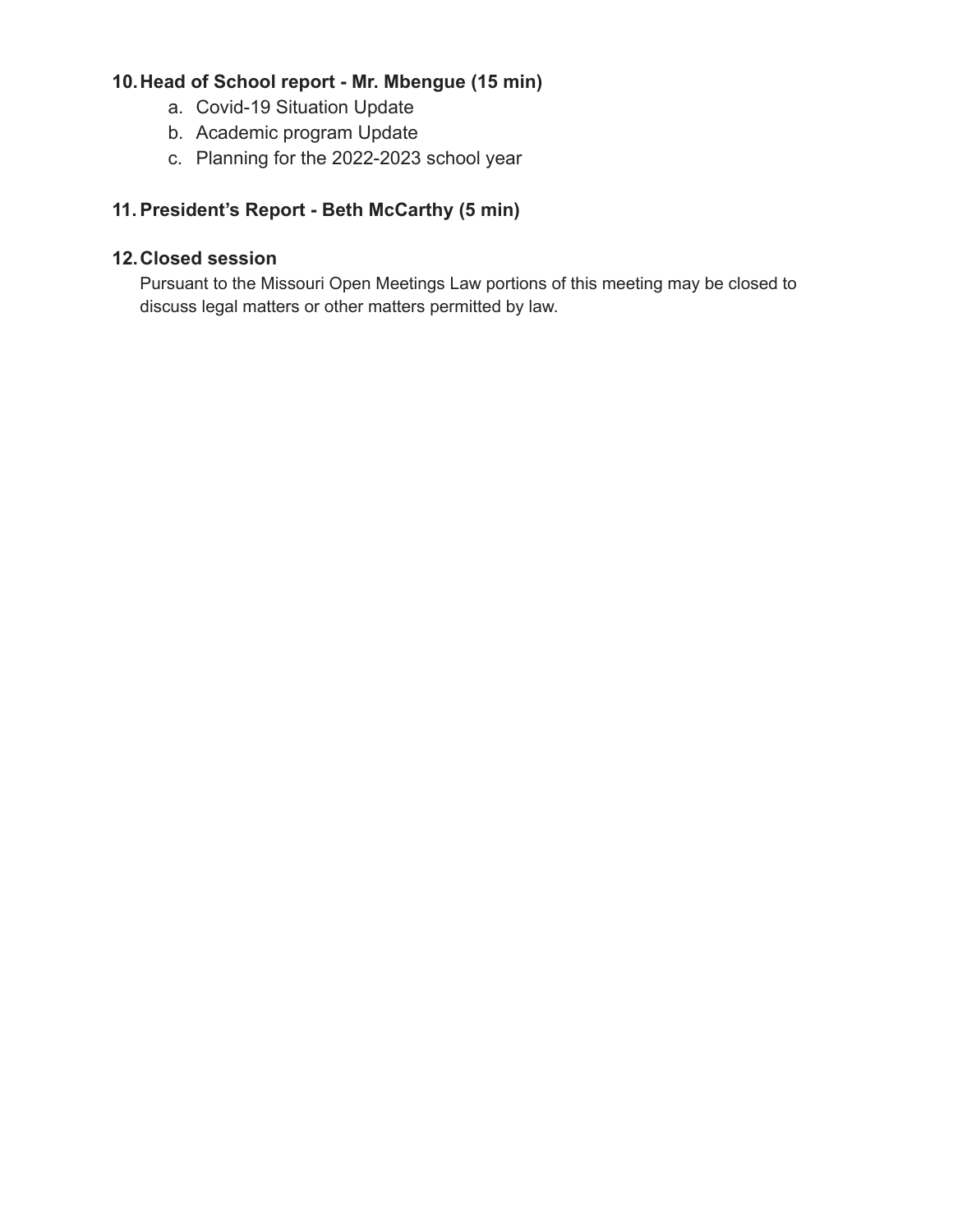10. **Head of School report - Mr. Mbengue (15 min)**
    a. Covid-19 Situation Update
    b. Academic program Update
    c. Planning for the 2022-2023 school year

11. **President's Report - Beth McCarthy (5 min)**

12. **Closed session**

    Pursuant to the Missouri Open Meetings Law portions of this meeting may be closed to discuss legal matters or other matters permitted by law.